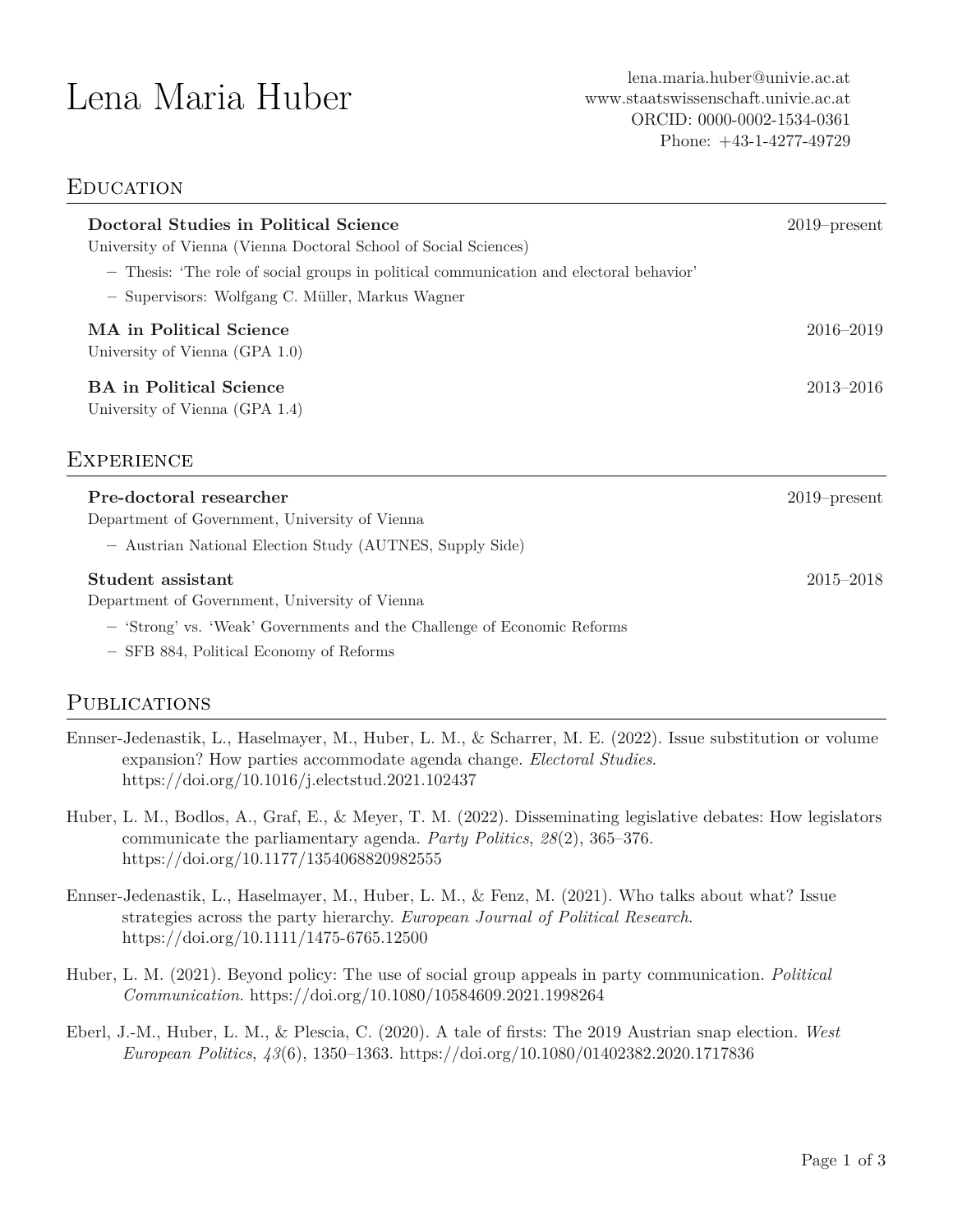# Lena Maria Huber

lena.maria.huber@univie.ac.at
www.staatswissenschaft.univie.ac.at
ORCID: 0000-0002-1534-0361
Phone: +43-1-4277-49729

## Education

**Doctoral Studies in Political Science** — 2019–present
University of Vienna (Vienna Doctoral School of Social Sciences)

- Thesis: 'The role of social groups in political communication and electoral behavior'
- Supervisors: Wolfgang C. Müller, Markus Wagner

**MA in Political Science** — 2016–2019
University of Vienna (GPA 1.0)

**BA in Political Science** — 2013–2016
University of Vienna (GPA 1.4)

## Experience

**Pre-doctoral researcher** — 2019–present
Department of Government, University of Vienna

- Austrian National Election Study (AUTNES, Supply Side)

**Student assistant** — 2015–2018
Department of Government, University of Vienna

- 'Strong' vs. 'Weak' Governments and the Challenge of Economic Reforms
- SFB 884, Political Economy of Reforms

## Publications

Ennser-Jedenastik, L., Haselmayer, M., Huber, L. M., & Scharrer, M. E. (2022). Issue substitution or volume expansion? How parties accommodate agenda change. *Electoral Studies*. https://doi.org/10.1016/j.electstud.2021.102437

Huber, L. M., Bodlos, A., Graf, E., & Meyer, T. M. (2022). Disseminating legislative debates: How legislators communicate the parliamentary agenda. *Party Politics*, *28*(2), 365–376. https://doi.org/10.1177/1354068820982555

Ennser-Jedenastik, L., Haselmayer, M., Huber, L. M., & Fenz, M. (2021). Who talks about what? Issue strategies across the party hierarchy. *European Journal of Political Research*. https://doi.org/10.1111/1475-6765.12500

Huber, L. M. (2021). Beyond policy: The use of social group appeals in party communication. *Political Communication*. https://doi.org/10.1080/10584609.2021.1998264

Eberl, J.-M., Huber, L. M., & Plescia, C. (2020). A tale of firsts: The 2019 Austrian snap election. *West European Politics*, *43*(6), 1350–1363. https://doi.org/10.1080/01402382.2020.1717836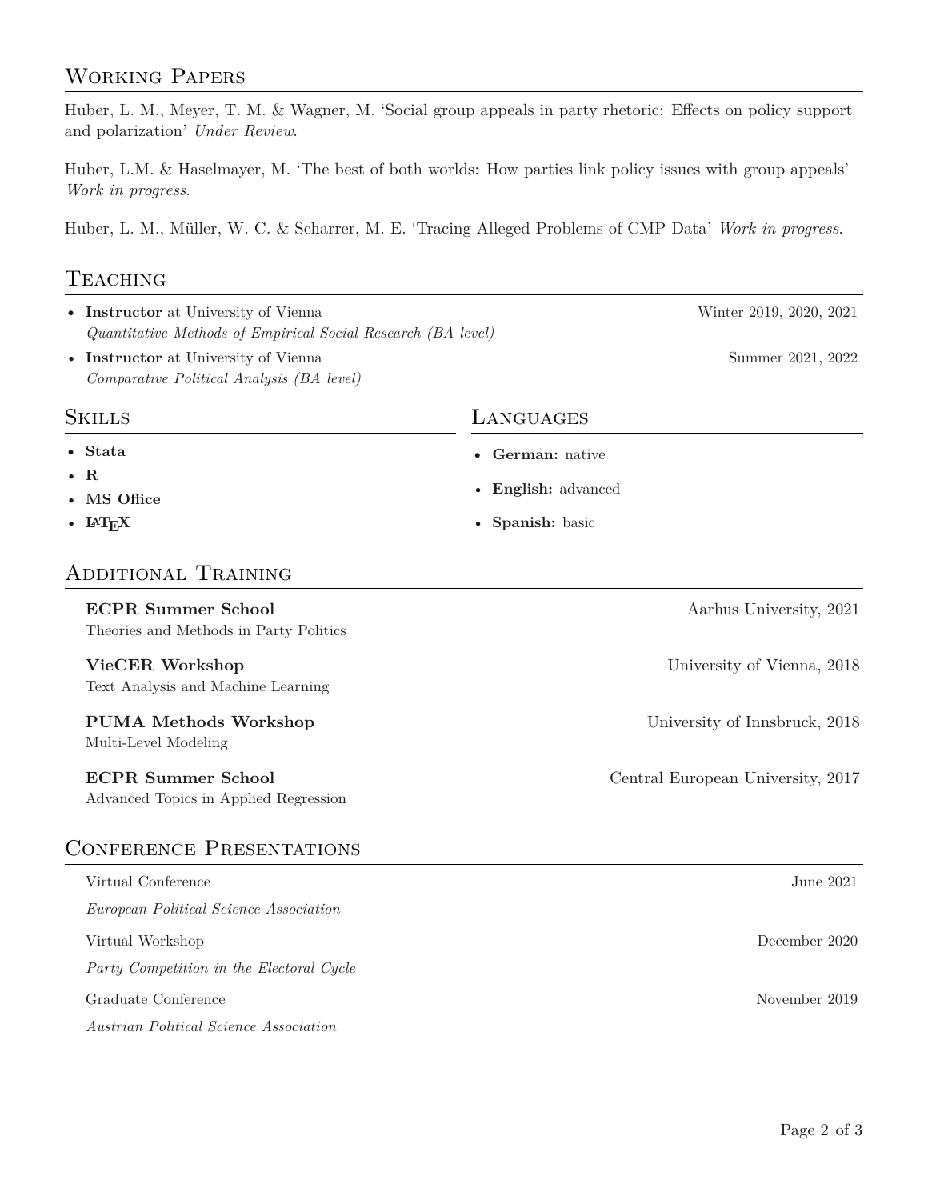## Working Papers

Huber, L. M., Meyer, T. M. & Wagner, M. 'Social group appeals in party rhetoric: Effects on policy support and polarization' *Under Review*.

Huber, L.M. & Haselmayer, M. 'The best of both worlds: How parties link policy issues with group appeals' *Work in progress*.

Huber, L. M., Müller, W. C. & Scharrer, M. E. 'Tracing Alleged Problems of CMP Data' *Work in progress*.

## Teaching

- **Instructor** at University of Vienna — Winter 2019, 2020, 2021
  *Quantitative Methods of Empirical Social Research (BA level)*
- **Instructor** at University of Vienna — Summer 2021, 2022
  *Comparative Political Analysis (BA level)*

## Skills

- **Stata**
- **R**
- **MS Office**
- **LaTeX**

## Languages

- **German:** native
- **English:** advanced
- **Spanish:** basic

## Additional Training

**ECPR Summer School** — Aarhus University, 2021
Theories and Methods in Party Politics

**VieCER Workshop** — University of Vienna, 2018
Text Analysis and Machine Learning

**PUMA Methods Workshop** — University of Innsbruck, 2018
Multi-Level Modeling

**ECPR Summer School** — Central European University, 2017
Advanced Topics in Applied Regression

## Conference Presentations

Virtual Conference — June 2021
*European Political Science Association*

Virtual Workshop — December 2020
*Party Competition in the Electoral Cycle*

Graduate Conference — November 2019
*Austrian Political Science Association*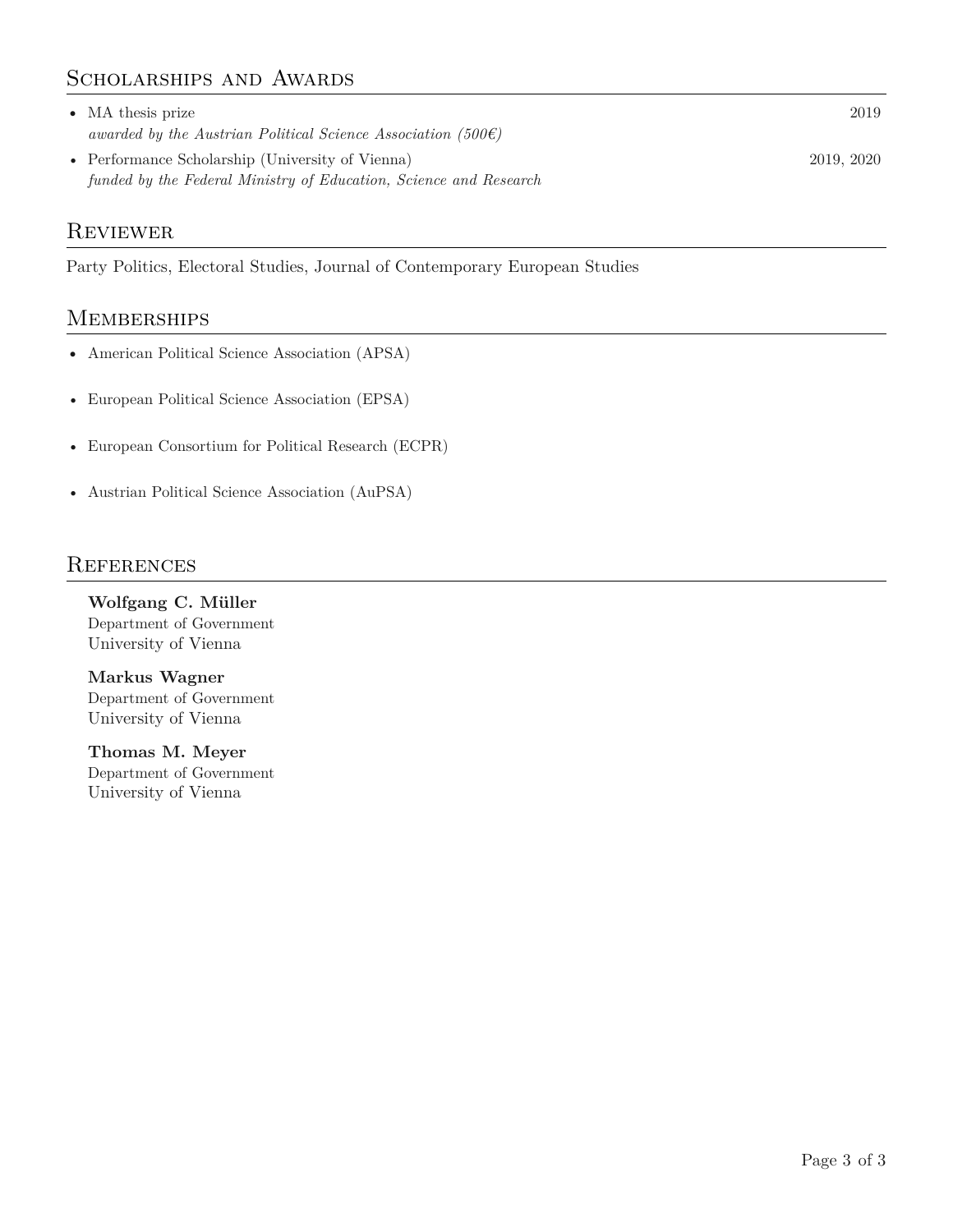## Scholarships and Awards

- MA thesis prize — 2019
  *awarded by the Austrian Political Science Association (500€)*
- Performance Scholarship (University of Vienna) — 2019, 2020
  *funded by the Federal Ministry of Education, Science and Research*

## Reviewer

Party Politics, Electoral Studies, Journal of Contemporary European Studies

## Memberships

- American Political Science Association (APSA)
- European Political Science Association (EPSA)
- European Consortium for Political Research (ECPR)
- Austrian Political Science Association (AuPSA)

## References

**Wolfgang C. Müller**
Department of Government
University of Vienna

**Markus Wagner**
Department of Government
University of Vienna

**Thomas M. Meyer**
Department of Government
University of Vienna